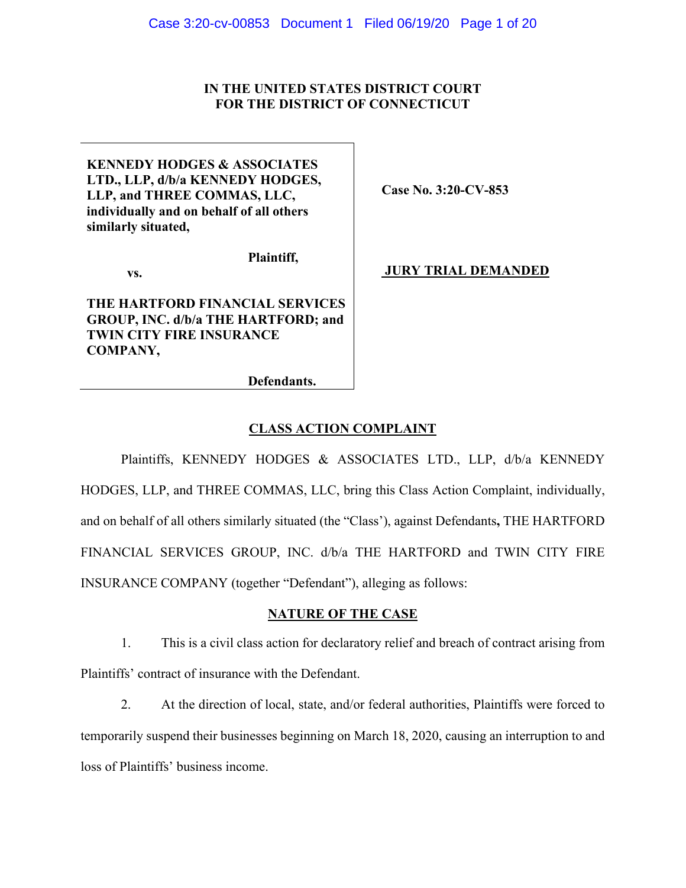**IN THE UNITED STATES DISTRICT COURT**
**FOR THE DISTRICT OF CONNECTICUT**

| | |
|---|---|
| **KENNEDY HODGES & ASSOCIATES LTD., LLP, d/b/a KENNEDY HODGES, LLP, and THREE COMMAS, LLC, individually and on behalf of all others similarly situated,** | **Case No. 3:20-CV-853** |
| **Plaintiff,** | |
| **vs.** | **JURY TRIAL DEMANDED** |
| **THE HARTFORD FINANCIAL SERVICES GROUP, INC. d/b/a THE HARTFORD; and TWIN CITY FIRE INSURANCE COMPANY,** | |
| **Defendants.** | |

## CLASS ACTION COMPLAINT

Plaintiffs, KENNEDY HODGES & ASSOCIATES LTD., LLP, d/b/a KENNEDY HODGES, LLP, and THREE COMMAS, LLC, bring this Class Action Complaint, individually, and on behalf of all others similarly situated (the "Class'), against Defendants**,** THE HARTFORD FINANCIAL SERVICES GROUP, INC. d/b/a THE HARTFORD and TWIN CITY FIRE INSURANCE COMPANY (together "Defendant"), alleging as follows:

## NATURE OF THE CASE

1. This is a civil class action for declaratory relief and breach of contract arising from Plaintiffs' contract of insurance with the Defendant.

2. At the direction of local, state, and/or federal authorities, Plaintiffs were forced to temporarily suspend their businesses beginning on March 18, 2020, causing an interruption to and loss of Plaintiffs' business income.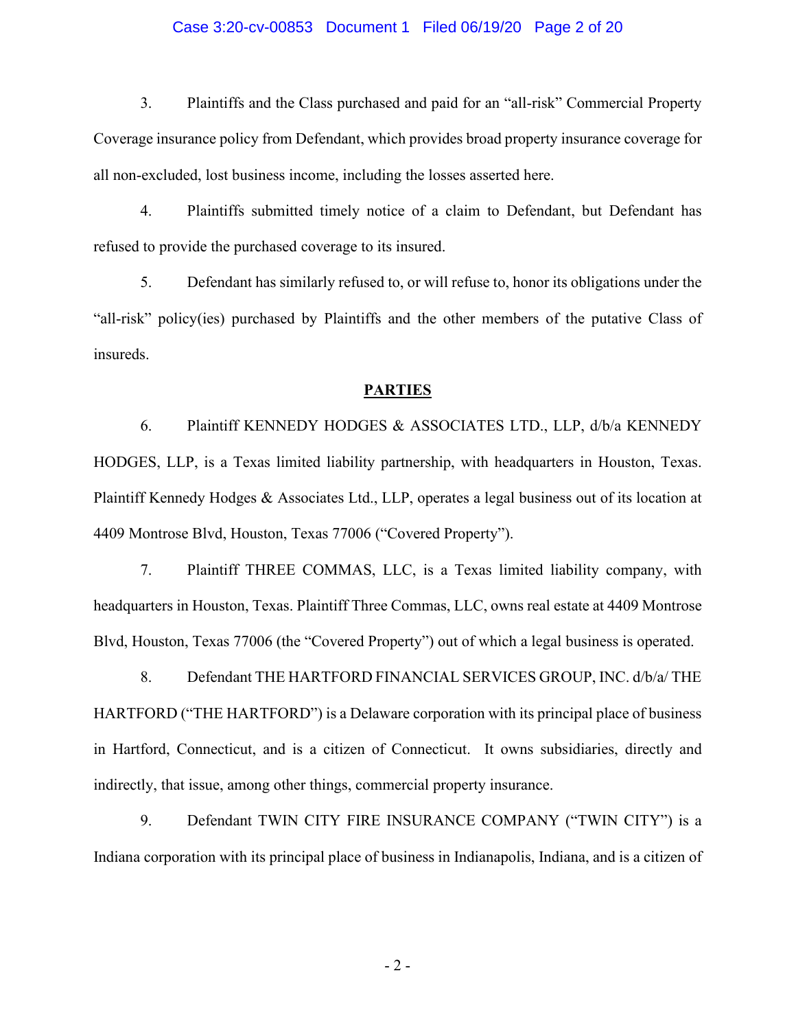3. Plaintiffs and the Class purchased and paid for an "all-risk" Commercial Property Coverage insurance policy from Defendant, which provides broad property insurance coverage for all non-excluded, lost business income, including the losses asserted here.

4. Plaintiffs submitted timely notice of a claim to Defendant, but Defendant has refused to provide the purchased coverage to its insured.

5. Defendant has similarly refused to, or will refuse to, honor its obligations under the "all-risk" policy(ies) purchased by Plaintiffs and the other members of the putative Class of insureds.

## PARTIES

6. Plaintiff KENNEDY HODGES & ASSOCIATES LTD., LLP, d/b/a KENNEDY HODGES, LLP, is a Texas limited liability partnership, with headquarters in Houston, Texas. Plaintiff Kennedy Hodges & Associates Ltd., LLP, operates a legal business out of its location at 4409 Montrose Blvd, Houston, Texas 77006 ("Covered Property").

7. Plaintiff THREE COMMAS, LLC, is a Texas limited liability company, with headquarters in Houston, Texas. Plaintiff Three Commas, LLC, owns real estate at 4409 Montrose Blvd, Houston, Texas 77006 (the "Covered Property") out of which a legal business is operated.

8. Defendant THE HARTFORD FINANCIAL SERVICES GROUP, INC. d/b/a/ THE HARTFORD ("THE HARTFORD") is a Delaware corporation with its principal place of business in Hartford, Connecticut, and is a citizen of Connecticut. It owns subsidiaries, directly and indirectly, that issue, among other things, commercial property insurance.

9. Defendant TWIN CITY FIRE INSURANCE COMPANY ("TWIN CITY") is a Indiana corporation with its principal place of business in Indianapolis, Indiana, and is a citizen of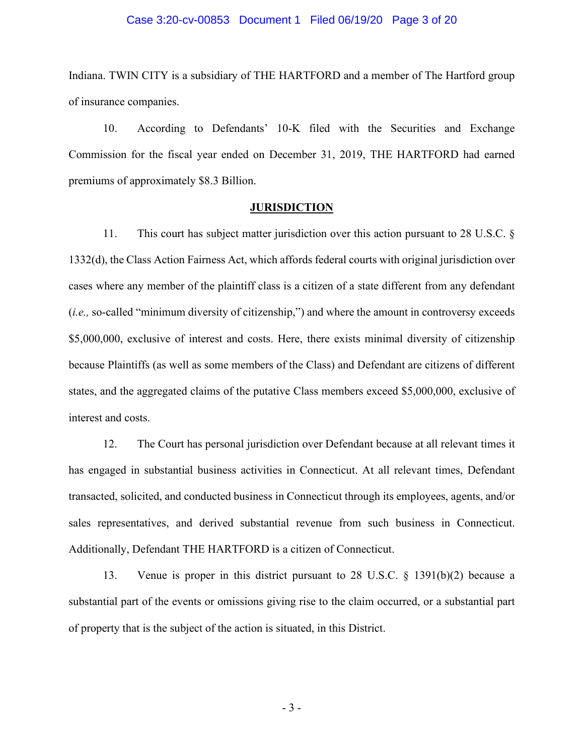Indiana. TWIN CITY is a subsidiary of THE HARTFORD and a member of The Hartford group of insurance companies.

10. According to Defendants' 10-K filed with the Securities and Exchange Commission for the fiscal year ended on December 31, 2019, THE HARTFORD had earned premiums of approximately $8.3 Billion.

## JURISDICTION

11. This court has subject matter jurisdiction over this action pursuant to 28 U.S.C. § 1332(d), the Class Action Fairness Act, which affords federal courts with original jurisdiction over cases where any member of the plaintiff class is a citizen of a state different from any defendant (*i.e.,* so-called "minimum diversity of citizenship,") and where the amount in controversy exceeds $5,000,000, exclusive of interest and costs. Here, there exists minimal diversity of citizenship because Plaintiffs (as well as some members of the Class) and Defendant are citizens of different states, and the aggregated claims of the putative Class members exceed $5,000,000, exclusive of interest and costs.

12. The Court has personal jurisdiction over Defendant because at all relevant times it has engaged in substantial business activities in Connecticut. At all relevant times, Defendant transacted, solicited, and conducted business in Connecticut through its employees, agents, and/or sales representatives, and derived substantial revenue from such business in Connecticut. Additionally, Defendant THE HARTFORD is a citizen of Connecticut.

13. Venue is proper in this district pursuant to 28 U.S.C. § 1391(b)(2) because a substantial part of the events or omissions giving rise to the claim occurred, or a substantial part of property that is the subject of the action is situated, in this District.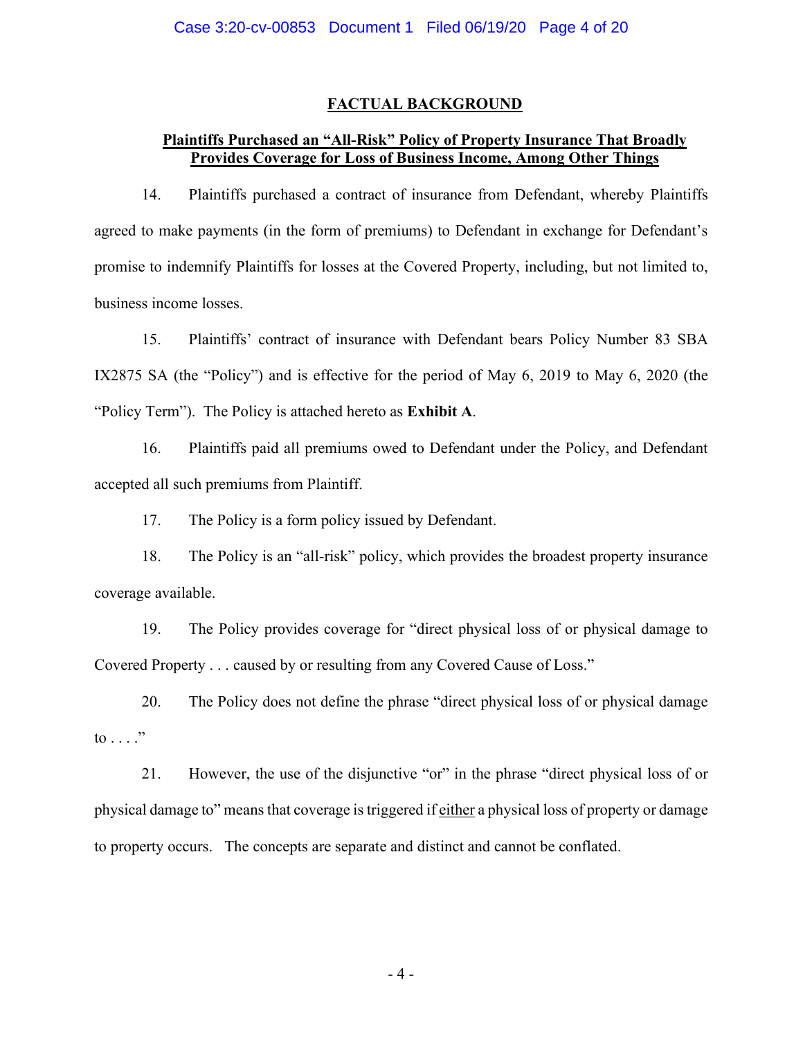## FACTUAL BACKGROUND

### Plaintiffs Purchased an "All-Risk" Policy of Property Insurance That Broadly Provides Coverage for Loss of Business Income, Among Other Things

14. Plaintiffs purchased a contract of insurance from Defendant, whereby Plaintiffs agreed to make payments (in the form of premiums) to Defendant in exchange for Defendant's promise to indemnify Plaintiffs for losses at the Covered Property, including, but not limited to, business income losses.

15. Plaintiffs' contract of insurance with Defendant bears Policy Number 83 SBA IX2875 SA (the "Policy") and is effective for the period of May 6, 2019 to May 6, 2020 (the "Policy Term"). The Policy is attached hereto as **Exhibit A**.

16. Plaintiffs paid all premiums owed to Defendant under the Policy, and Defendant accepted all such premiums from Plaintiff.

17. The Policy is a form policy issued by Defendant.

18. The Policy is an "all-risk" policy, which provides the broadest property insurance coverage available.

19. The Policy provides coverage for "direct physical loss of or physical damage to Covered Property . . . caused by or resulting from any Covered Cause of Loss."

20. The Policy does not define the phrase "direct physical loss of or physical damage to . . . ."

21. However, the use of the disjunctive "or" in the phrase "direct physical loss of or physical damage to" means that coverage is triggered if <u>either</u> a physical loss of property or damage to property occurs. The concepts are separate and distinct and cannot be conflated.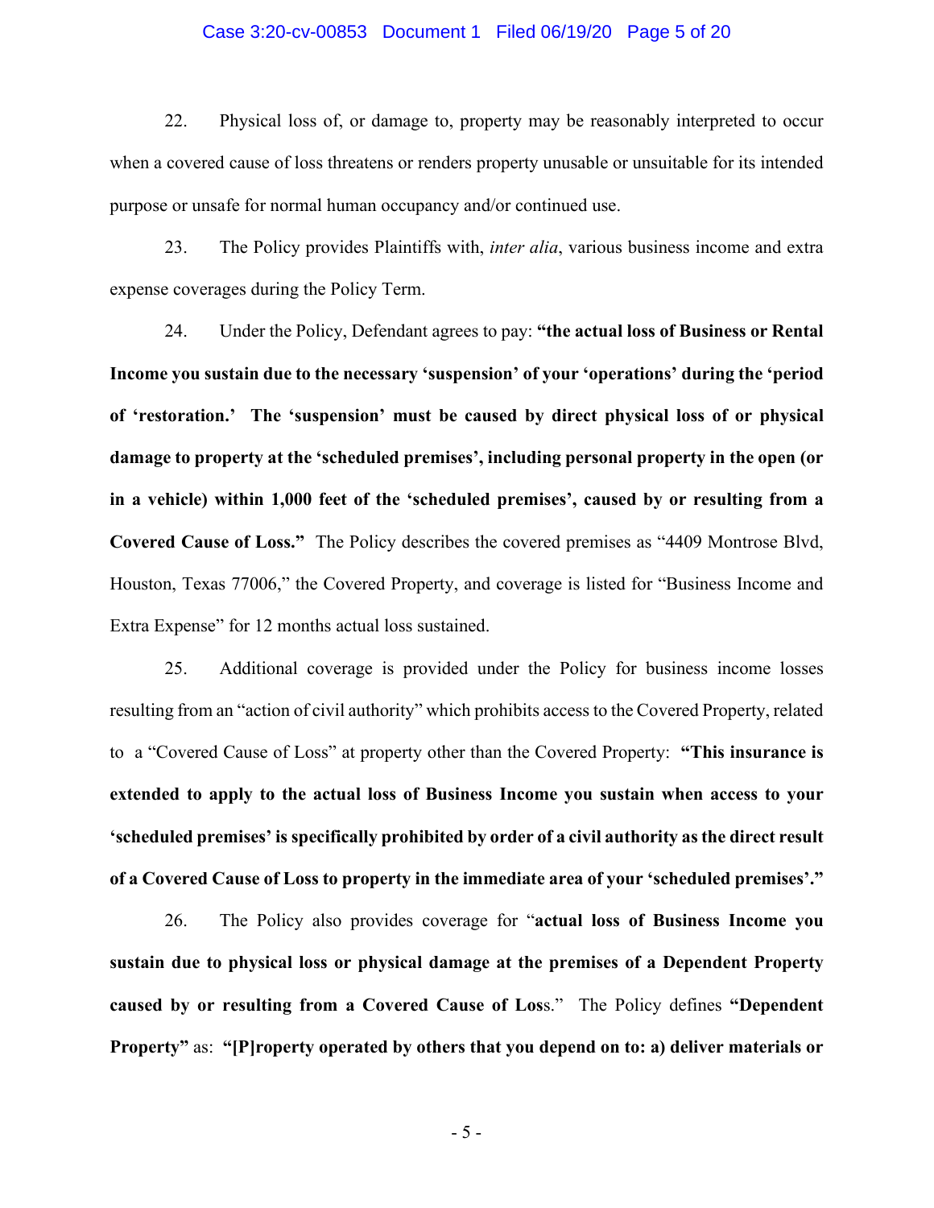22. Physical loss of, or damage to, property may be reasonably interpreted to occur when a covered cause of loss threatens or renders property unusable or unsuitable for its intended purpose or unsafe for normal human occupancy and/or continued use.

23. The Policy provides Plaintiffs with, *inter alia*, various business income and extra expense coverages during the Policy Term.

24. Under the Policy, Defendant agrees to pay: **"the actual loss of Business or Rental Income you sustain due to the necessary 'suspension' of your 'operations' during the 'period of 'restoration.' The 'suspension' must be caused by direct physical loss of or physical damage to property at the 'scheduled premises', including personal property in the open (or in a vehicle) within 1,000 feet of the 'scheduled premises', caused by or resulting from a Covered Cause of Loss."** The Policy describes the covered premises as "4409 Montrose Blvd, Houston, Texas 77006," the Covered Property, and coverage is listed for "Business Income and Extra Expense" for 12 months actual loss sustained.

25. Additional coverage is provided under the Policy for business income losses resulting from an "action of civil authority" which prohibits access to the Covered Property, related to a "Covered Cause of Loss" at property other than the Covered Property: **"This insurance is extended to apply to the actual loss of Business Income you sustain when access to your 'scheduled premises' is specifically prohibited by order of a civil authority as the direct result of a Covered Cause of Loss to property in the immediate area of your 'scheduled premises'."**

26. The Policy also provides coverage for "**actual loss of Business Income you sustain due to physical loss or physical damage at the premises of a Dependent Property caused by or resulting from a Covered Cause of Loss**." The Policy defines **"Dependent Property"** as: **"[P]roperty operated by others that you depend on to: a) deliver materials or**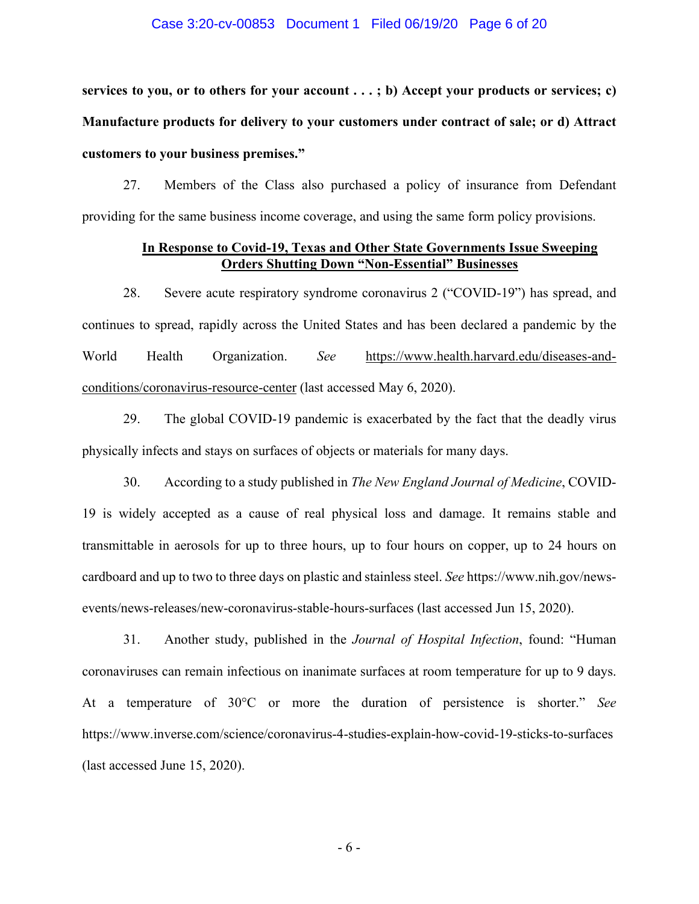**services to you, or to others for your account . . . ; b) Accept your products or services; c) Manufacture products for delivery to your customers under contract of sale; or d) Attract customers to your business premises."**

27. Members of the Class also purchased a policy of insurance from Defendant providing for the same business income coverage, and using the same form policy provisions.

**<u>In Response to Covid-19, Texas and Other State Governments Issue Sweeping Orders Shutting Down "Non-Essential" Businesses</u>**

28. Severe acute respiratory syndrome coronavirus 2 ("COVID-19") has spread, and continues to spread, rapidly across the United States and has been declared a pandemic by the World Health Organization. *See* https://www.health.harvard.edu/diseases-and-conditions/coronavirus-resource-center (last accessed May 6, 2020).

29. The global COVID-19 pandemic is exacerbated by the fact that the deadly virus physically infects and stays on surfaces of objects or materials for many days.

30. According to a study published in *The New England Journal of Medicine*, COVID-19 is widely accepted as a cause of real physical loss and damage. It remains stable and transmittable in aerosols for up to three hours, up to four hours on copper, up to 24 hours on cardboard and up to two to three days on plastic and stainless steel. *See* https://www.nih.gov/news-events/news-releases/new-coronavirus-stable-hours-surfaces (last accessed Jun 15, 2020).

31. Another study, published in the *Journal of Hospital Infection*, found: "Human coronaviruses can remain infectious on inanimate surfaces at room temperature for up to 9 days. At a temperature of 30°C or more the duration of persistence is shorter." *See* https://www.inverse.com/science/coronavirus-4-studies-explain-how-covid-19-sticks-to-surfaces (last accessed June 15, 2020).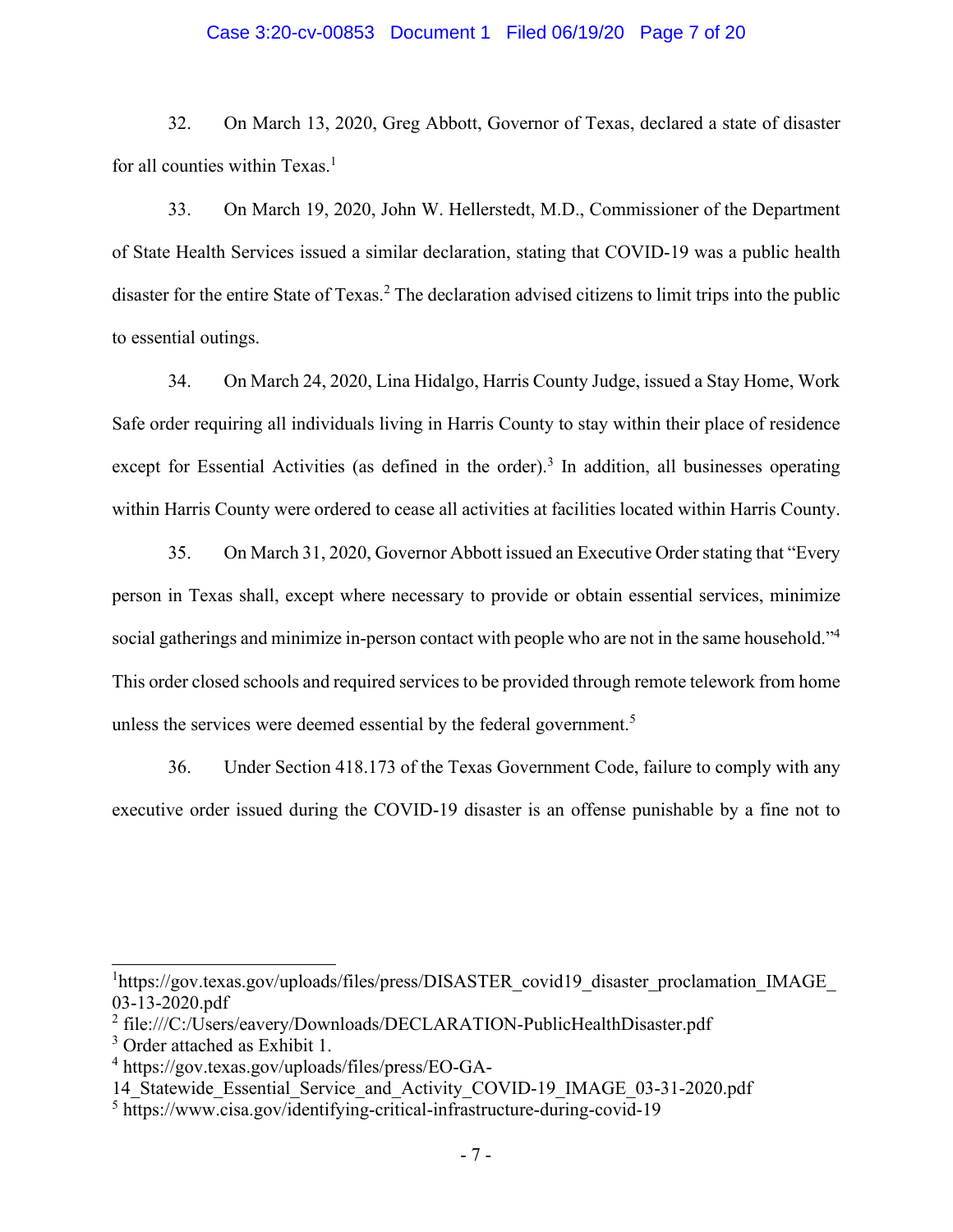32. On March 13, 2020, Greg Abbott, Governor of Texas, declared a state of disaster for all counties within Texas.[1]

33. On March 19, 2020, John W. Hellerstedt, M.D., Commissioner of the Department of State Health Services issued a similar declaration, stating that COVID-19 was a public health disaster for the entire State of Texas.[2] The declaration advised citizens to limit trips into the public to essential outings.

34. On March 24, 2020, Lina Hidalgo, Harris County Judge, issued a Stay Home, Work Safe order requiring all individuals living in Harris County to stay within their place of residence except for Essential Activities (as defined in the order).[3] In addition, all businesses operating within Harris County were ordered to cease all activities at facilities located within Harris County.

35. On March 31, 2020, Governor Abbott issued an Executive Order stating that "Every person in Texas shall, except where necessary to provide or obtain essential services, minimize social gatherings and minimize in-person contact with people who are not in the same household."[4] This order closed schools and required services to be provided through remote telework from home unless the services were deemed essential by the federal government.[5]

36. Under Section 418.173 of the Texas Government Code, failure to comply with any executive order issued during the COVID-19 disaster is an offense punishable by a fine not to

---

[1] https://gov.texas.gov/uploads/files/press/DISASTER_covid19_disaster_proclamation_IMAGE_03-13-2020.pdf

[2] file:///C:/Users/eavery/Downloads/DECLARATION-PublicHealthDisaster.pdf

[3] Order attached as Exhibit 1.

[4] https://gov.texas.gov/uploads/files/press/EO-GA-14_Statewide_Essential_Service_and_Activity_COVID-19_IMAGE_03-31-2020.pdf

[5] https://www.cisa.gov/identifying-critical-infrastructure-during-covid-19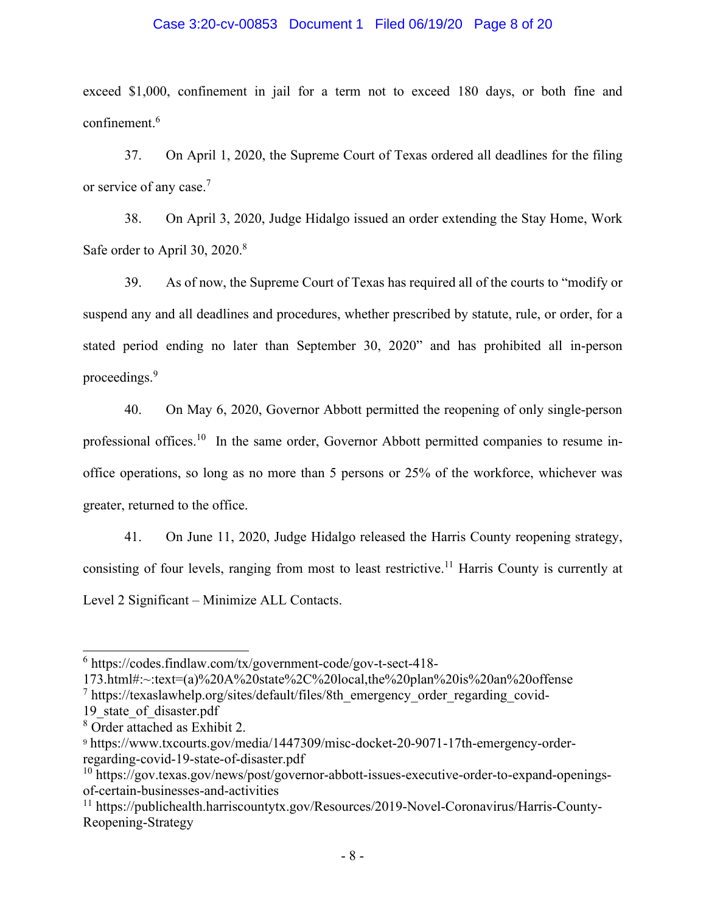exceed $1,000, confinement in jail for a term not to exceed 180 days, or both fine and confinement.[6]

37. On April 1, 2020, the Supreme Court of Texas ordered all deadlines for the filing or service of any case.[7]

38. On April 3, 2020, Judge Hidalgo issued an order extending the Stay Home, Work Safe order to April 30, 2020.[8]

39. As of now, the Supreme Court of Texas has required all of the courts to "modify or suspend any and all deadlines and procedures, whether prescribed by statute, rule, or order, for a stated period ending no later than September 30, 2020" and has prohibited all in-person proceedings.[9]

40. On May 6, 2020, Governor Abbott permitted the reopening of only single-person professional offices.[10] In the same order, Governor Abbott permitted companies to resume in-office operations, so long as no more than 5 persons or 25% of the workforce, whichever was greater, returned to the office.

41. On June 11, 2020, Judge Hidalgo released the Harris County reopening strategy, consisting of four levels, ranging from most to least restrictive.[11] Harris County is currently at Level 2 Significant – Minimize ALL Contacts.

---

[6] https://codes.findlaw.com/tx/government-code/gov-t-sect-418-173.html#:~:text=(a)%20A%20state%2C%20local,the%20plan%20is%20an%20offense

[7] https://texaslawhelp.org/sites/default/files/8th_emergency_order_regarding_covid-19_state_of_disaster.pdf

[8] Order attached as Exhibit 2.

[9] https://www.txcourts.gov/media/1447309/misc-docket-20-9071-17th-emergency-order-regarding-covid-19-state-of-disaster.pdf

[10] https://gov.texas.gov/news/post/governor-abbott-issues-executive-order-to-expand-openings-of-certain-businesses-and-activities

[11] https://publichealth.harriscountytx.gov/Resources/2019-Novel-Coronavirus/Harris-County-Reopening-Strategy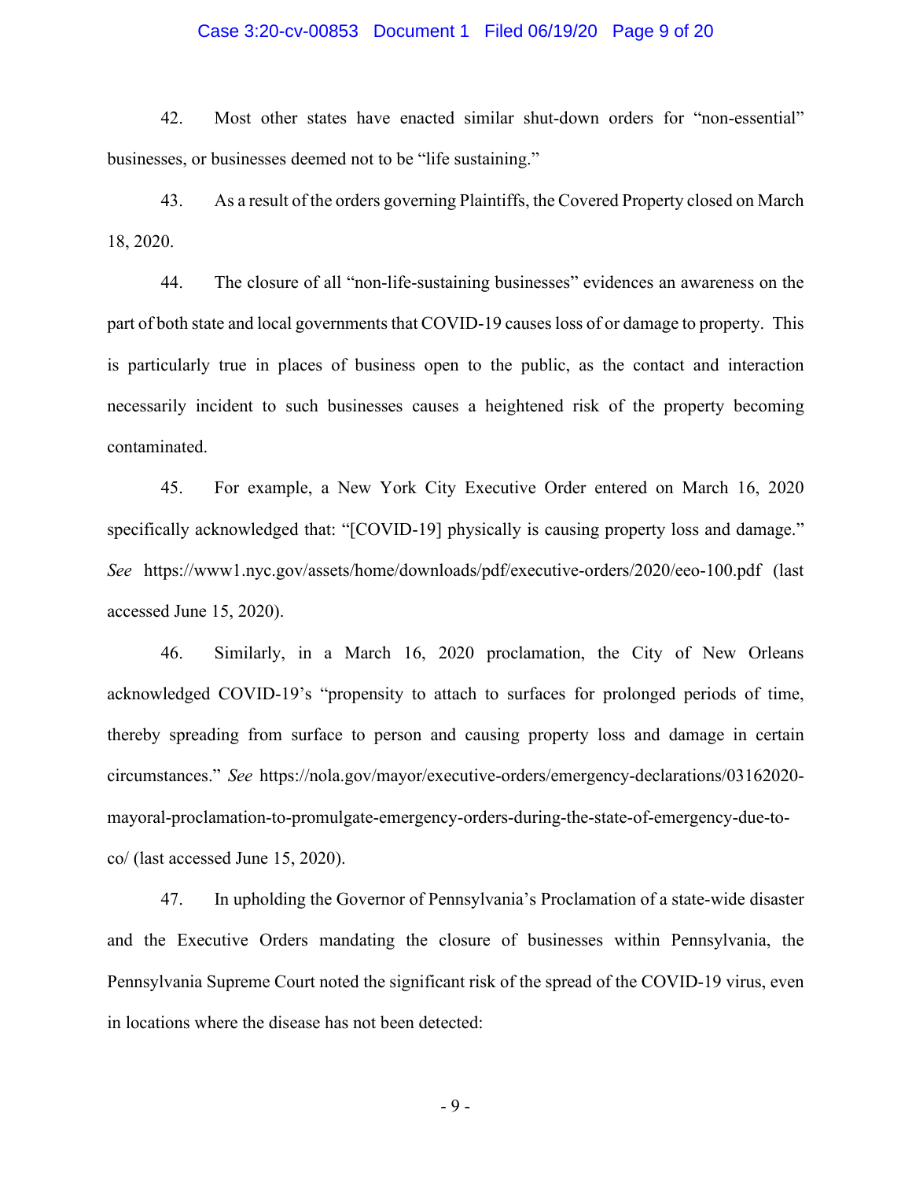42. Most other states have enacted similar shut-down orders for "non-essential" businesses, or businesses deemed not to be "life sustaining."

43. As a result of the orders governing Plaintiffs, the Covered Property closed on March 18, 2020.

44. The closure of all "non-life-sustaining businesses" evidences an awareness on the part of both state and local governments that COVID-19 causes loss of or damage to property. This is particularly true in places of business open to the public, as the contact and interaction necessarily incident to such businesses causes a heightened risk of the property becoming contaminated.

45. For example, a New York City Executive Order entered on March 16, 2020 specifically acknowledged that: "[COVID-19] physically is causing property loss and damage." *See* https://www1.nyc.gov/assets/home/downloads/pdf/executive-orders/2020/eeo-100.pdf (last accessed June 15, 2020).

46. Similarly, in a March 16, 2020 proclamation, the City of New Orleans acknowledged COVID-19's "propensity to attach to surfaces for prolonged periods of time, thereby spreading from surface to person and causing property loss and damage in certain circumstances." *See* https://nola.gov/mayor/executive-orders/emergency-declarations/03162020-mayoral-proclamation-to-promulgate-emergency-orders-during-the-state-of-emergency-due-to-co/ (last accessed June 15, 2020).

47. In upholding the Governor of Pennsylvania's Proclamation of a state-wide disaster and the Executive Orders mandating the closure of businesses within Pennsylvania, the Pennsylvania Supreme Court noted the significant risk of the spread of the COVID-19 virus, even in locations where the disease has not been detected: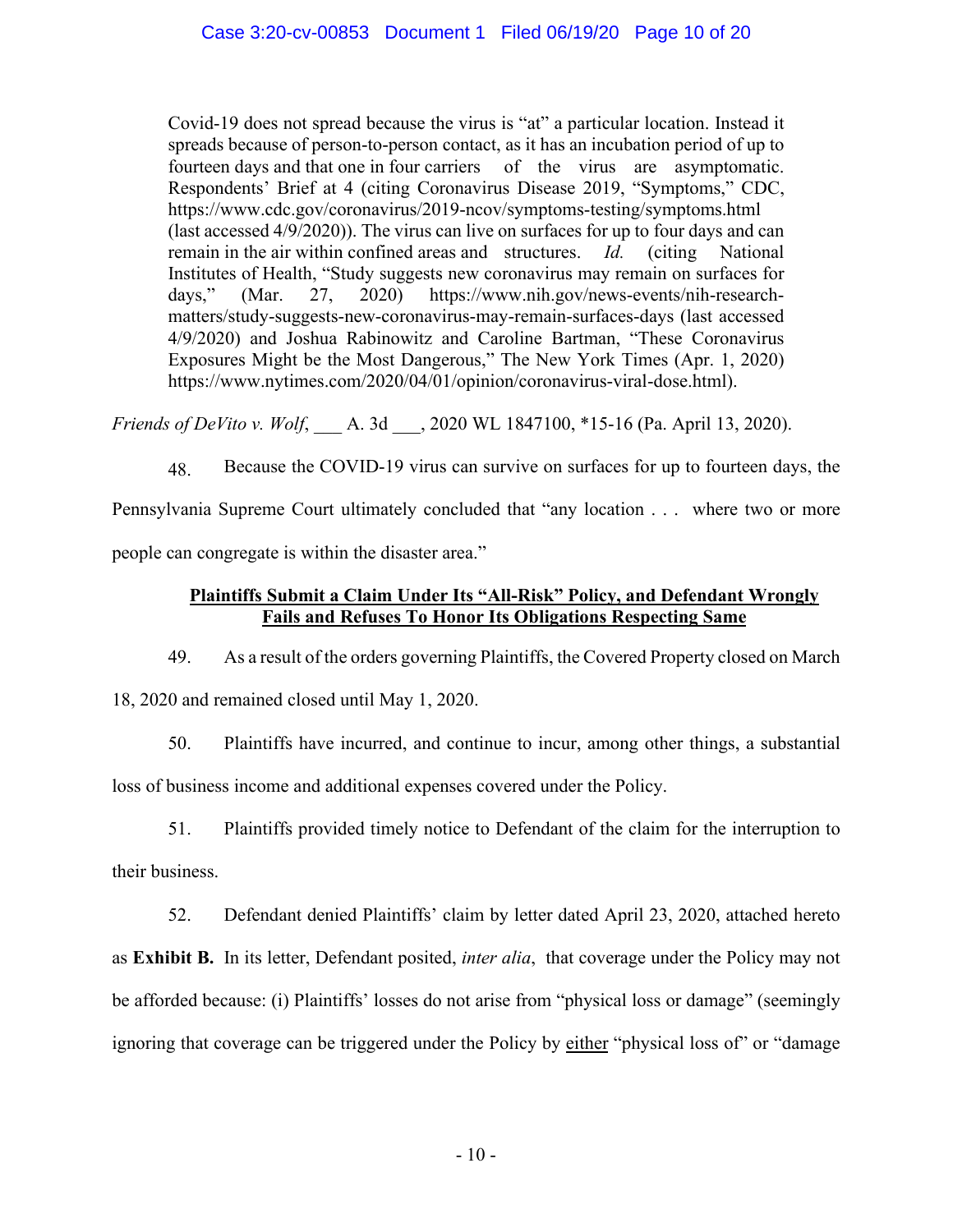> Covid-19 does not spread because the virus is "at" a particular location. Instead it spreads because of person-to-person contact, as it has an incubation period of up to fourteen days and that one in four carriers of the virus are asymptomatic. Respondents' Brief at 4 (citing Coronavirus Disease 2019, "Symptoms," CDC, https://www.cdc.gov/coronavirus/2019-ncov/symptoms-testing/symptoms.html (last accessed 4/9/2020)). The virus can live on surfaces for up to four days and can remain in the air within confined areas and structures. *Id.* (citing National Institutes of Health, "Study suggests new coronavirus may remain on surfaces for days," (Mar. 27, 2020) https://www.nih.gov/news-events/nih-research-matters/study-suggests-new-coronavirus-may-remain-surfaces-days (last accessed 4/9/2020) and Joshua Rabinowitz and Caroline Bartman, "These Coronavirus Exposures Might be the Most Dangerous," The New York Times (Apr. 1, 2020) https://www.nytimes.com/2020/04/01/opinion/coronavirus-viral-dose.html).

*Friends of DeVito v. Wolf*, ___ A. 3d ___, 2020 WL 1847100, *15-16 (Pa. April 13, 2020).

48. Because the COVID-19 virus can survive on surfaces for up to fourteen days, the Pennsylvania Supreme Court ultimately concluded that "any location . . . where two or more people can congregate is within the disaster area."

**Plaintiffs Submit a Claim Under Its "All-Risk" Policy, and Defendant Wrongly Fails and Refuses To Honor Its Obligations Respecting Same**

49. As a result of the orders governing Plaintiffs, the Covered Property closed on March 18, 2020 and remained closed until May 1, 2020.

50. Plaintiffs have incurred, and continue to incur, among other things, a substantial loss of business income and additional expenses covered under the Policy.

51. Plaintiffs provided timely notice to Defendant of the claim for the interruption to their business.

52. Defendant denied Plaintiffs' claim by letter dated April 23, 2020, attached hereto as **Exhibit B.** In its letter, Defendant posited, *inter alia*, that coverage under the Policy may not be afforded because: (i) Plaintiffs' losses do not arise from "physical loss or damage" (seemingly ignoring that coverage can be triggered under the Policy by either "physical loss of" or "damage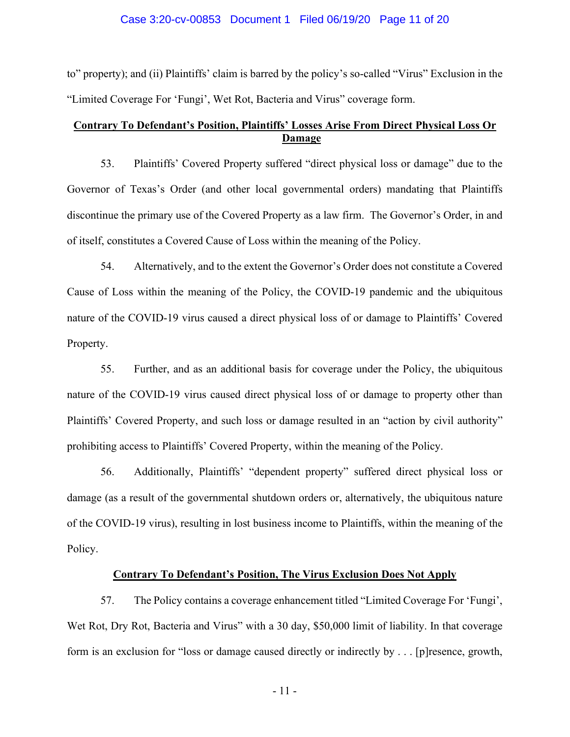to" property); and (ii) Plaintiffs' claim is barred by the policy's so-called "Virus" Exclusion in the "Limited Coverage For 'Fungi', Wet Rot, Bacteria and Virus" coverage form.

**Contrary To Defendant's Position, Plaintiffs' Losses Arise From Direct Physical Loss Or Damage**

53. Plaintiffs' Covered Property suffered "direct physical loss or damage" due to the Governor of Texas's Order (and other local governmental orders) mandating that Plaintiffs discontinue the primary use of the Covered Property as a law firm. The Governor's Order, in and of itself, constitutes a Covered Cause of Loss within the meaning of the Policy.

54. Alternatively, and to the extent the Governor's Order does not constitute a Covered Cause of Loss within the meaning of the Policy, the COVID-19 pandemic and the ubiquitous nature of the COVID-19 virus caused a direct physical loss of or damage to Plaintiffs' Covered Property.

55. Further, and as an additional basis for coverage under the Policy, the ubiquitous nature of the COVID-19 virus caused direct physical loss of or damage to property other than Plaintiffs' Covered Property, and such loss or damage resulted in an "action by civil authority" prohibiting access to Plaintiffs' Covered Property, within the meaning of the Policy.

56. Additionally, Plaintiffs' "dependent property" suffered direct physical loss or damage (as a result of the governmental shutdown orders or, alternatively, the ubiquitous nature of the COVID-19 virus), resulting in lost business income to Plaintiffs, within the meaning of the Policy.

**Contrary To Defendant's Position, The Virus Exclusion Does Not Apply**

57. The Policy contains a coverage enhancement titled "Limited Coverage For 'Fungi', Wet Rot, Dry Rot, Bacteria and Virus" with a 30 day, $50,000 limit of liability. In that coverage form is an exclusion for "loss or damage caused directly or indirectly by . . . [p]resence, growth,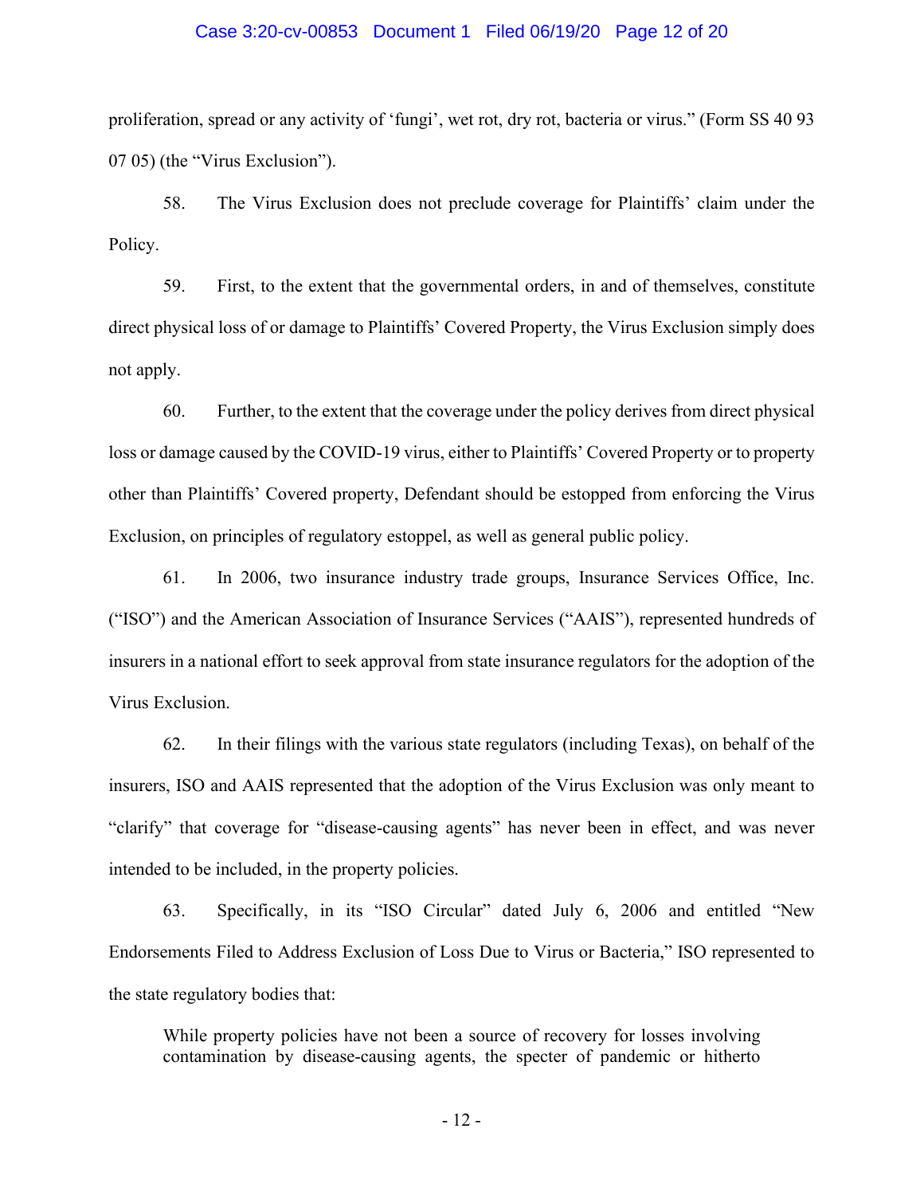proliferation, spread or any activity of 'fungi', wet rot, dry rot, bacteria or virus." (Form SS 40 93 07 05) (the "Virus Exclusion").

58. The Virus Exclusion does not preclude coverage for Plaintiffs' claim under the Policy.

59. First, to the extent that the governmental orders, in and of themselves, constitute direct physical loss of or damage to Plaintiffs' Covered Property, the Virus Exclusion simply does not apply.

60. Further, to the extent that the coverage under the policy derives from direct physical loss or damage caused by the COVID-19 virus, either to Plaintiffs' Covered Property or to property other than Plaintiffs' Covered property, Defendant should be estopped from enforcing the Virus Exclusion, on principles of regulatory estoppel, as well as general public policy.

61. In 2006, two insurance industry trade groups, Insurance Services Office, Inc. ("ISO") and the American Association of Insurance Services ("AAIS"), represented hundreds of insurers in a national effort to seek approval from state insurance regulators for the adoption of the Virus Exclusion.

62. In their filings with the various state regulators (including Texas), on behalf of the insurers, ISO and AAIS represented that the adoption of the Virus Exclusion was only meant to "clarify" that coverage for "disease-causing agents" has never been in effect, and was never intended to be included, in the property policies.

63. Specifically, in its "ISO Circular" dated July 6, 2006 and entitled "New Endorsements Filed to Address Exclusion of Loss Due to Virus or Bacteria," ISO represented to the state regulatory bodies that:

> While property policies have not been a source of recovery for losses involving contamination by disease-causing agents, the specter of pandemic or hitherto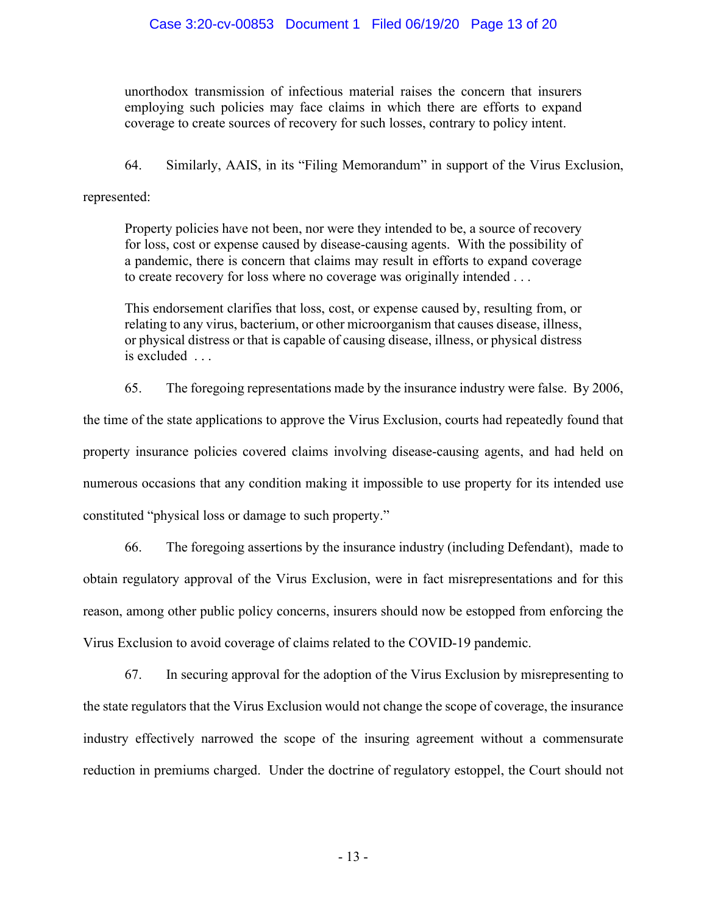> unorthodox transmission of infectious material raises the concern that insurers employing such policies may face claims in which there are efforts to expand coverage to create sources of recovery for such losses, contrary to policy intent.

64. Similarly, AAIS, in its "Filing Memorandum" in support of the Virus Exclusion, represented:

> Property policies have not been, nor were they intended to be, a source of recovery for loss, cost or expense caused by disease-causing agents. With the possibility of a pandemic, there is concern that claims may result in efforts to expand coverage to create recovery for loss where no coverage was originally intended . . .
>
> This endorsement clarifies that loss, cost, or expense caused by, resulting from, or relating to any virus, bacterium, or other microorganism that causes disease, illness, or physical distress or that is capable of causing disease, illness, or physical distress is excluded . . .

65. The foregoing representations made by the insurance industry were false. By 2006, the time of the state applications to approve the Virus Exclusion, courts had repeatedly found that property insurance policies covered claims involving disease-causing agents, and had held on numerous occasions that any condition making it impossible to use property for its intended use constituted "physical loss or damage to such property."

66. The foregoing assertions by the insurance industry (including Defendant), made to obtain regulatory approval of the Virus Exclusion, were in fact misrepresentations and for this reason, among other public policy concerns, insurers should now be estopped from enforcing the Virus Exclusion to avoid coverage of claims related to the COVID-19 pandemic.

67. In securing approval for the adoption of the Virus Exclusion by misrepresenting to the state regulators that the Virus Exclusion would not change the scope of coverage, the insurance industry effectively narrowed the scope of the insuring agreement without a commensurate reduction in premiums charged. Under the doctrine of regulatory estoppel, the Court should not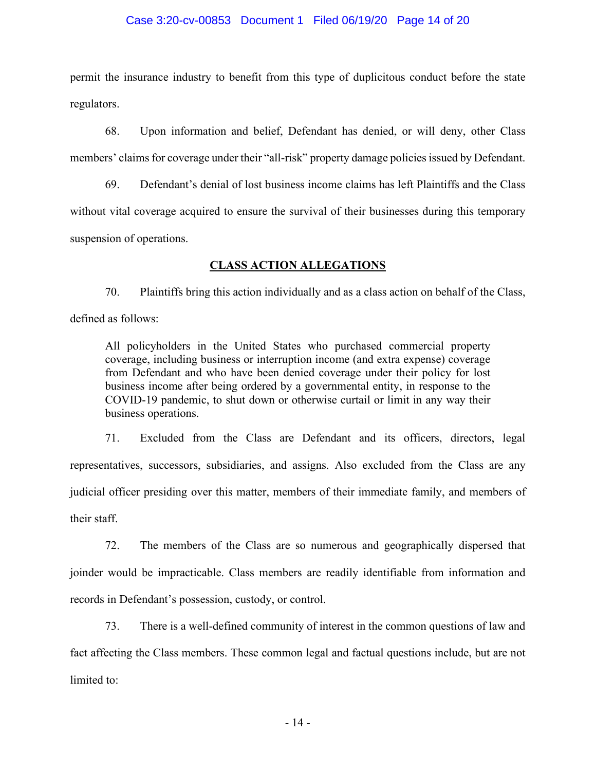permit the insurance industry to benefit from this type of duplicitous conduct before the state regulators.

68. Upon information and belief, Defendant has denied, or will deny, other Class members' claims for coverage under their "all-risk" property damage policies issued by Defendant.

69. Defendant's denial of lost business income claims has left Plaintiffs and the Class without vital coverage acquired to ensure the survival of their businesses during this temporary suspension of operations.

## CLASS ACTION ALLEGATIONS

70. Plaintiffs bring this action individually and as a class action on behalf of the Class, defined as follows:

> All policyholders in the United States who purchased commercial property coverage, including business or interruption income (and extra expense) coverage from Defendant and who have been denied coverage under their policy for lost business income after being ordered by a governmental entity, in response to the COVID-19 pandemic, to shut down or otherwise curtail or limit in any way their business operations.

71. Excluded from the Class are Defendant and its officers, directors, legal representatives, successors, subsidiaries, and assigns. Also excluded from the Class are any judicial officer presiding over this matter, members of their immediate family, and members of their staff.

72. The members of the Class are so numerous and geographically dispersed that joinder would be impracticable. Class members are readily identifiable from information and records in Defendant's possession, custody, or control.

73. There is a well-defined community of interest in the common questions of law and fact affecting the Class members. These common legal and factual questions include, but are not limited to: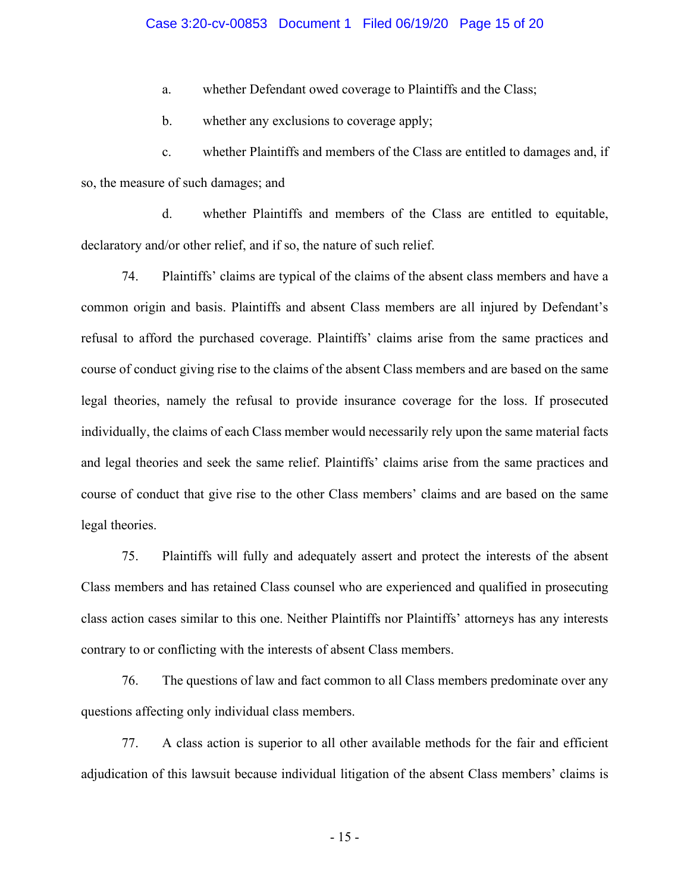a. whether Defendant owed coverage to Plaintiffs and the Class;

b. whether any exclusions to coverage apply;

c. whether Plaintiffs and members of the Class are entitled to damages and, if so, the measure of such damages; and

d. whether Plaintiffs and members of the Class are entitled to equitable, declaratory and/or other relief, and if so, the nature of such relief.

74. Plaintiffs' claims are typical of the claims of the absent class members and have a common origin and basis. Plaintiffs and absent Class members are all injured by Defendant's refusal to afford the purchased coverage. Plaintiffs' claims arise from the same practices and course of conduct giving rise to the claims of the absent Class members and are based on the same legal theories, namely the refusal to provide insurance coverage for the loss. If prosecuted individually, the claims of each Class member would necessarily rely upon the same material facts and legal theories and seek the same relief. Plaintiffs' claims arise from the same practices and course of conduct that give rise to the other Class members' claims and are based on the same legal theories.

75. Plaintiffs will fully and adequately assert and protect the interests of the absent Class members and has retained Class counsel who are experienced and qualified in prosecuting class action cases similar to this one. Neither Plaintiffs nor Plaintiffs' attorneys has any interests contrary to or conflicting with the interests of absent Class members.

76. The questions of law and fact common to all Class members predominate over any questions affecting only individual class members.

77. A class action is superior to all other available methods for the fair and efficient adjudication of this lawsuit because individual litigation of the absent Class members' claims is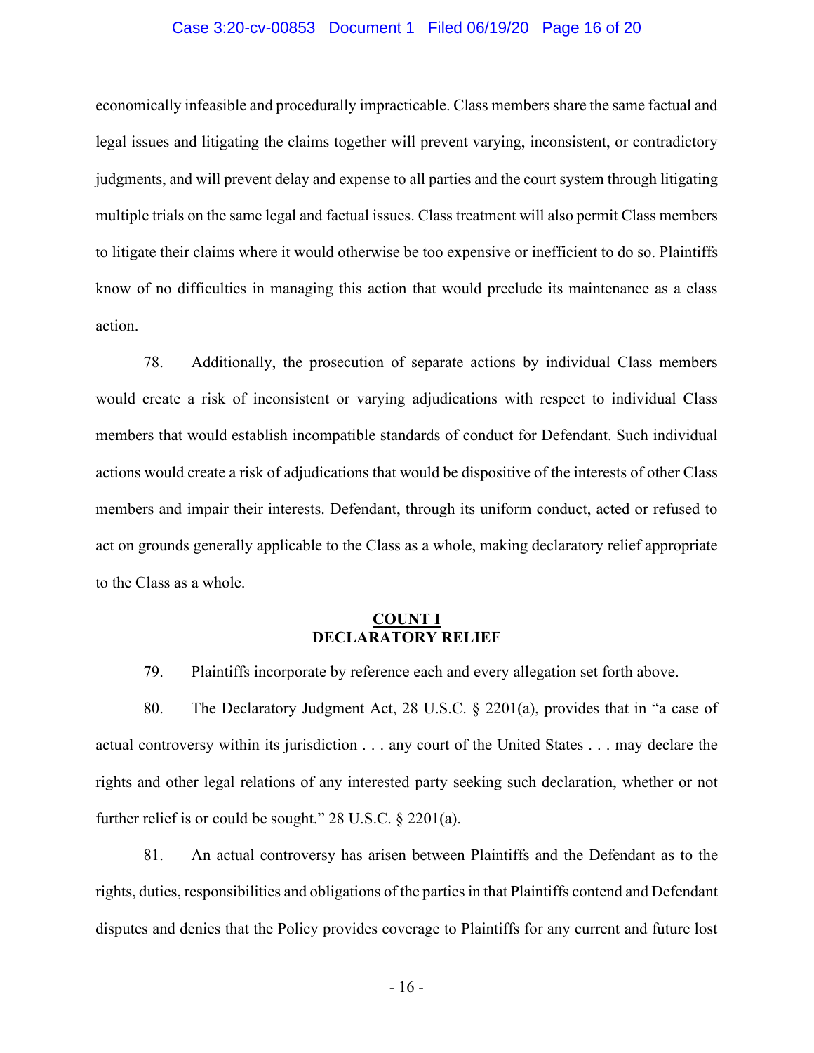economically infeasible and procedurally impracticable. Class members share the same factual and legal issues and litigating the claims together will prevent varying, inconsistent, or contradictory judgments, and will prevent delay and expense to all parties and the court system through litigating multiple trials on the same legal and factual issues. Class treatment will also permit Class members to litigate their claims where it would otherwise be too expensive or inefficient to do so. Plaintiffs know of no difficulties in managing this action that would preclude its maintenance as a class action.

78. Additionally, the prosecution of separate actions by individual Class members would create a risk of inconsistent or varying adjudications with respect to individual Class members that would establish incompatible standards of conduct for Defendant. Such individual actions would create a risk of adjudications that would be dispositive of the interests of other Class members and impair their interests. Defendant, through its uniform conduct, acted or refused to act on grounds generally applicable to the Class as a whole, making declaratory relief appropriate to the Class as a whole.

## COUNT I
## DECLARATORY RELIEF

79. Plaintiffs incorporate by reference each and every allegation set forth above.

80. The Declaratory Judgment Act, 28 U.S.C. § 2201(a), provides that in "a case of actual controversy within its jurisdiction . . . any court of the United States . . . may declare the rights and other legal relations of any interested party seeking such declaration, whether or not further relief is or could be sought." 28 U.S.C. § 2201(a).

81. An actual controversy has arisen between Plaintiffs and the Defendant as to the rights, duties, responsibilities and obligations of the parties in that Plaintiffs contend and Defendant disputes and denies that the Policy provides coverage to Plaintiffs for any current and future lost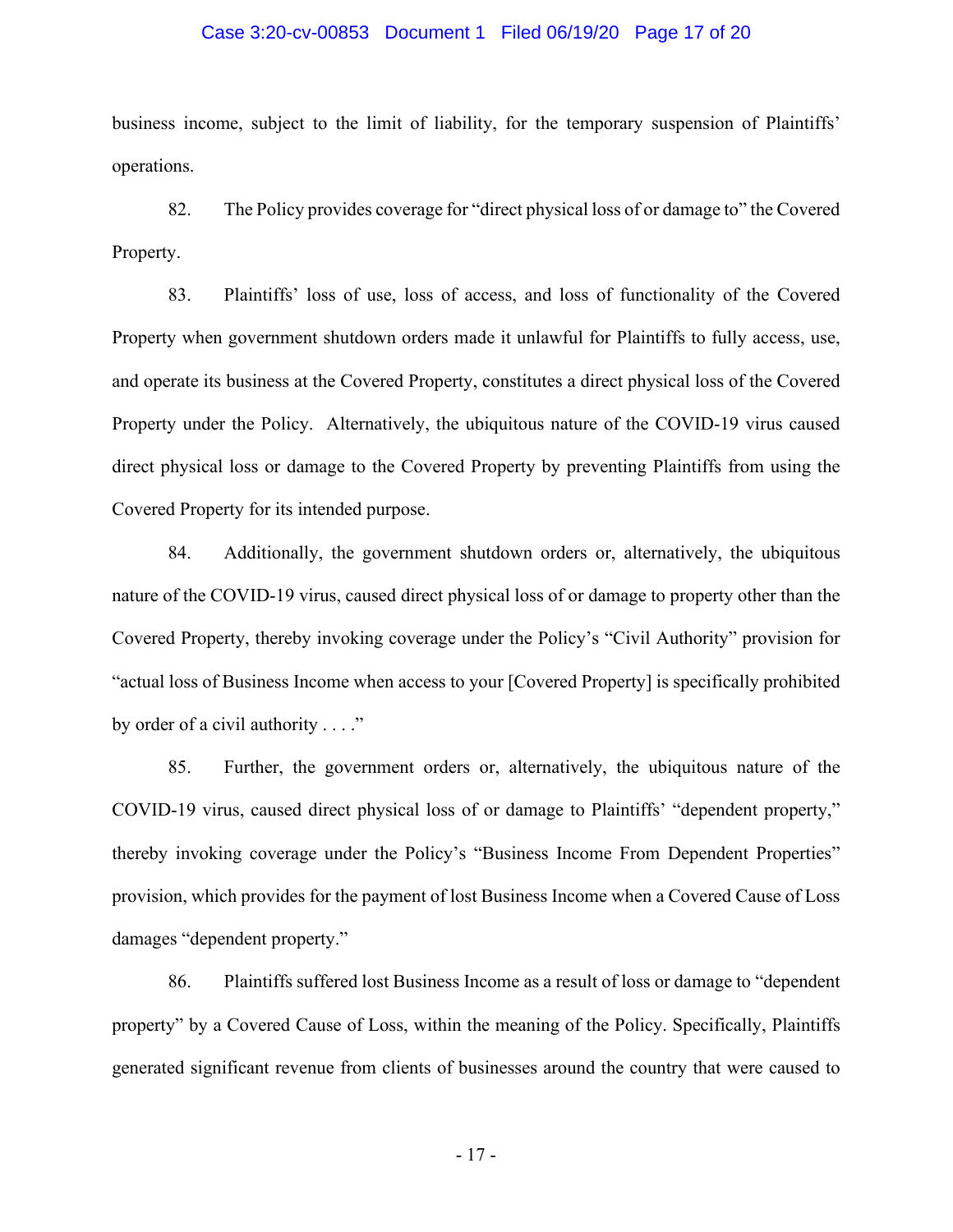business income, subject to the limit of liability, for the temporary suspension of Plaintiffs' operations.

82. The Policy provides coverage for "direct physical loss of or damage to" the Covered Property.

83. Plaintiffs' loss of use, loss of access, and loss of functionality of the Covered Property when government shutdown orders made it unlawful for Plaintiffs to fully access, use, and operate its business at the Covered Property, constitutes a direct physical loss of the Covered Property under the Policy. Alternatively, the ubiquitous nature of the COVID-19 virus caused direct physical loss or damage to the Covered Property by preventing Plaintiffs from using the Covered Property for its intended purpose.

84. Additionally, the government shutdown orders or, alternatively, the ubiquitous nature of the COVID-19 virus, caused direct physical loss of or damage to property other than the Covered Property, thereby invoking coverage under the Policy's "Civil Authority" provision for "actual loss of Business Income when access to your [Covered Property] is specifically prohibited by order of a civil authority . . . ."

85. Further, the government orders or, alternatively, the ubiquitous nature of the COVID-19 virus, caused direct physical loss of or damage to Plaintiffs' "dependent property," thereby invoking coverage under the Policy's "Business Income From Dependent Properties" provision, which provides for the payment of lost Business Income when a Covered Cause of Loss damages "dependent property."

86. Plaintiffs suffered lost Business Income as a result of loss or damage to "dependent property" by a Covered Cause of Loss, within the meaning of the Policy. Specifically, Plaintiffs generated significant revenue from clients of businesses around the country that were caused to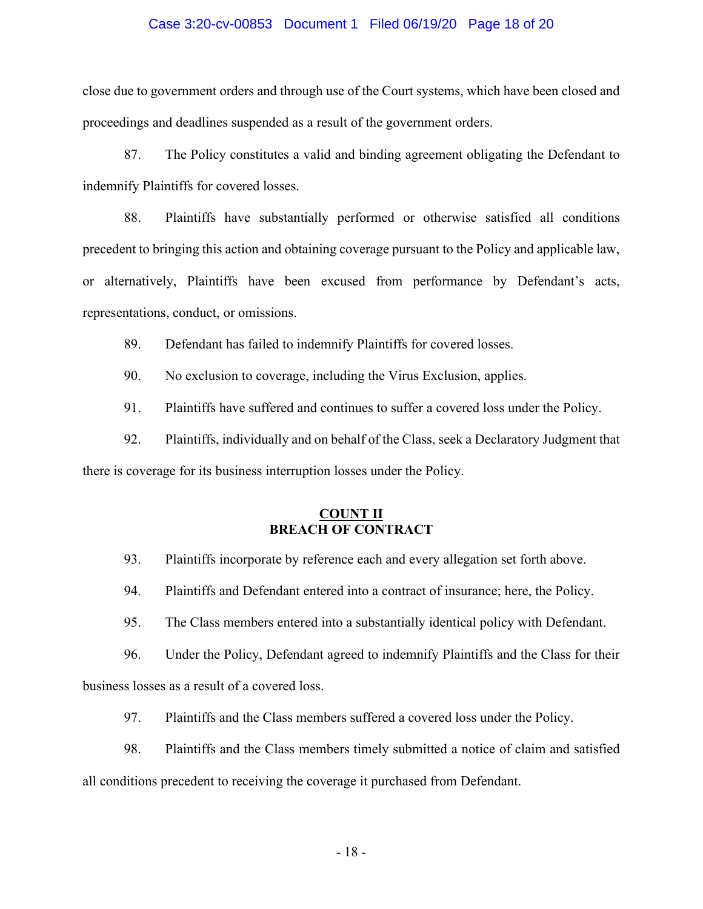close due to government orders and through use of the Court systems, which have been closed and proceedings and deadlines suspended as a result of the government orders.

87. The Policy constitutes a valid and binding agreement obligating the Defendant to indemnify Plaintiffs for covered losses.

88. Plaintiffs have substantially performed or otherwise satisfied all conditions precedent to bringing this action and obtaining coverage pursuant to the Policy and applicable law, or alternatively, Plaintiffs have been excused from performance by Defendant's acts, representations, conduct, or omissions.

89. Defendant has failed to indemnify Plaintiffs for covered losses.

90. No exclusion to coverage, including the Virus Exclusion, applies.

91. Plaintiffs have suffered and continues to suffer a covered loss under the Policy.

92. Plaintiffs, individually and on behalf of the Class, seek a Declaratory Judgment that there is coverage for its business interruption losses under the Policy.

## COUNT II
## BREACH OF CONTRACT

93. Plaintiffs incorporate by reference each and every allegation set forth above.

94. Plaintiffs and Defendant entered into a contract of insurance; here, the Policy.

95. The Class members entered into a substantially identical policy with Defendant.

96. Under the Policy, Defendant agreed to indemnify Plaintiffs and the Class for their business losses as a result of a covered loss.

97. Plaintiffs and the Class members suffered a covered loss under the Policy.

98. Plaintiffs and the Class members timely submitted a notice of claim and satisfied all conditions precedent to receiving the coverage it purchased from Defendant.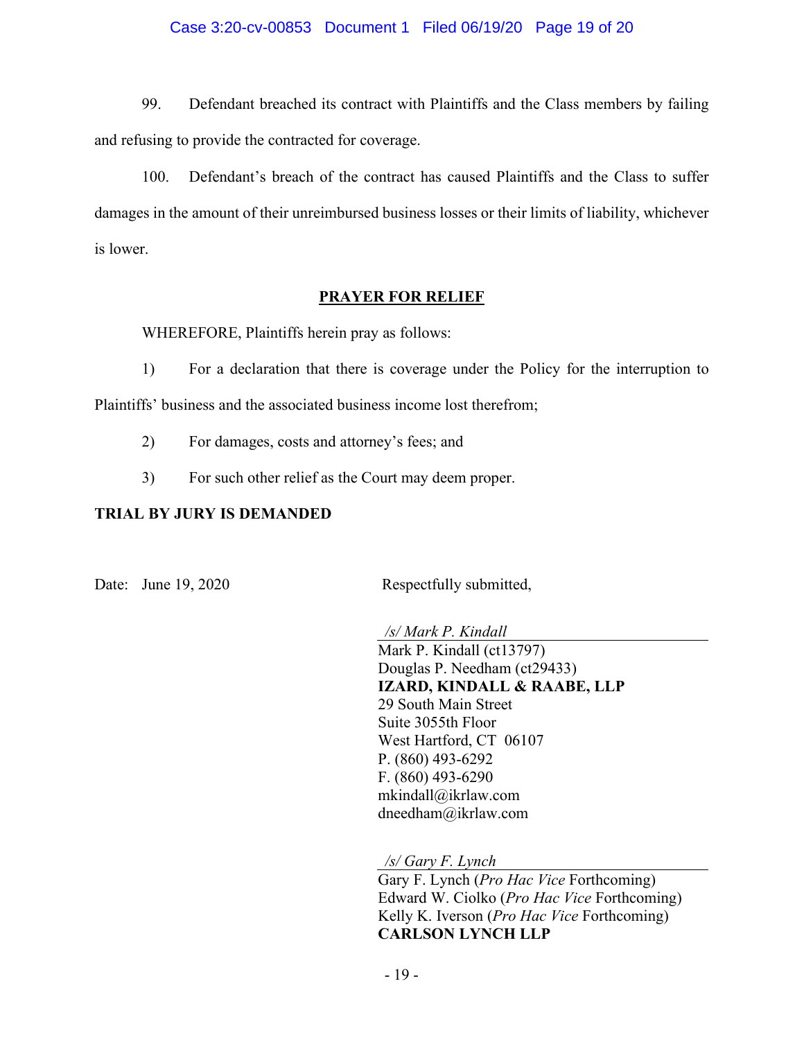99. Defendant breached its contract with Plaintiffs and the Class members by failing and refusing to provide the contracted for coverage.

100. Defendant's breach of the contract has caused Plaintiffs and the Class to suffer damages in the amount of their unreimbursed business losses or their limits of liability, whichever is lower.

**PRAYER FOR RELIEF**

WHEREFORE, Plaintiffs herein pray as follows:

1) For a declaration that there is coverage under the Policy for the interruption to Plaintiffs' business and the associated business income lost therefrom;

2) For damages, costs and attorney's fees; and

3) For such other relief as the Court may deem proper.

**TRIAL BY JURY IS DEMANDED**

Date: June 19, 2020

Respectfully submitted,

*/s/ Mark P. Kindall*
Mark P. Kindall (ct13797)
Douglas P. Needham (ct29433)
**IZARD, KINDALL & RAABE, LLP**
29 South Main Street
Suite 3055th Floor
West Hartford, CT 06107
P. (860) 493-6292
F. (860) 493-6290
mkindall@ikrlaw.com
dneedham@ikrlaw.com

*/s/ Gary F. Lynch*
Gary F. Lynch (*Pro Hac Vice* Forthcoming)
Edward W. Ciolko (*Pro Hac Vice* Forthcoming)
Kelly K. Iverson (*Pro Hac Vice* Forthcoming)
**CARLSON LYNCH LLP**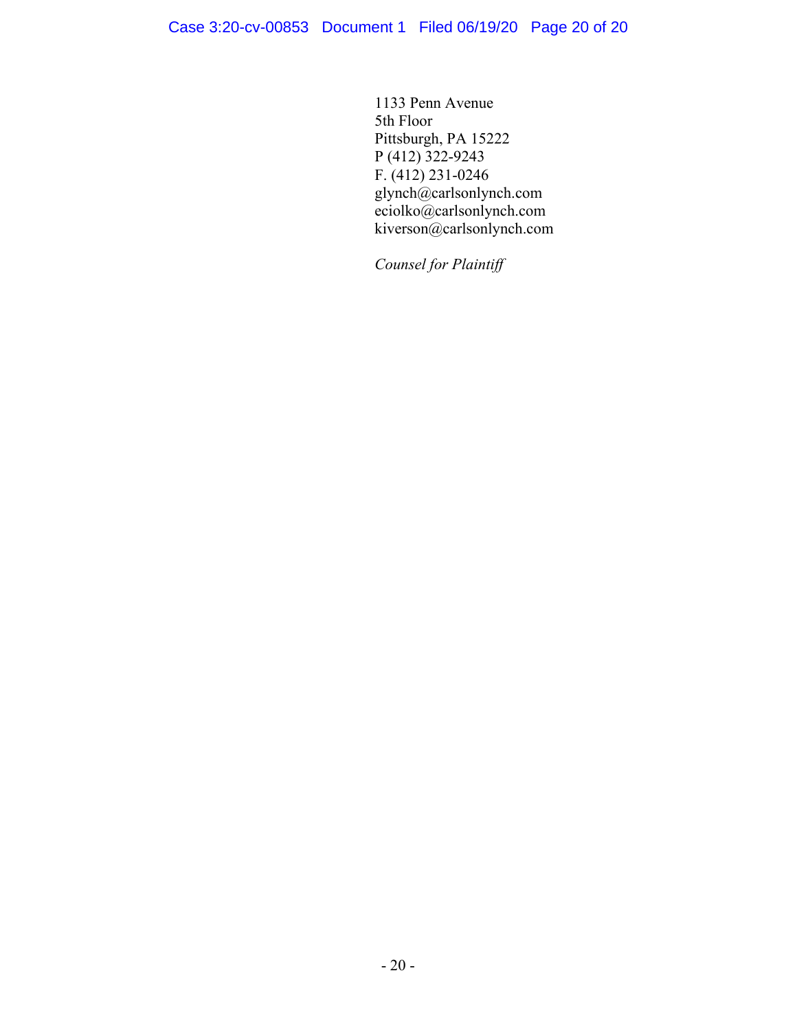1133 Penn Avenue
5th Floor
Pittsburgh, PA 15222
P (412) 322-9243
F. (412) 231-0246
glynch@carlsonlynch.com
eciolko@carlsonlynch.com
kiverson@carlsonlynch.com

*Counsel for Plaintiff*